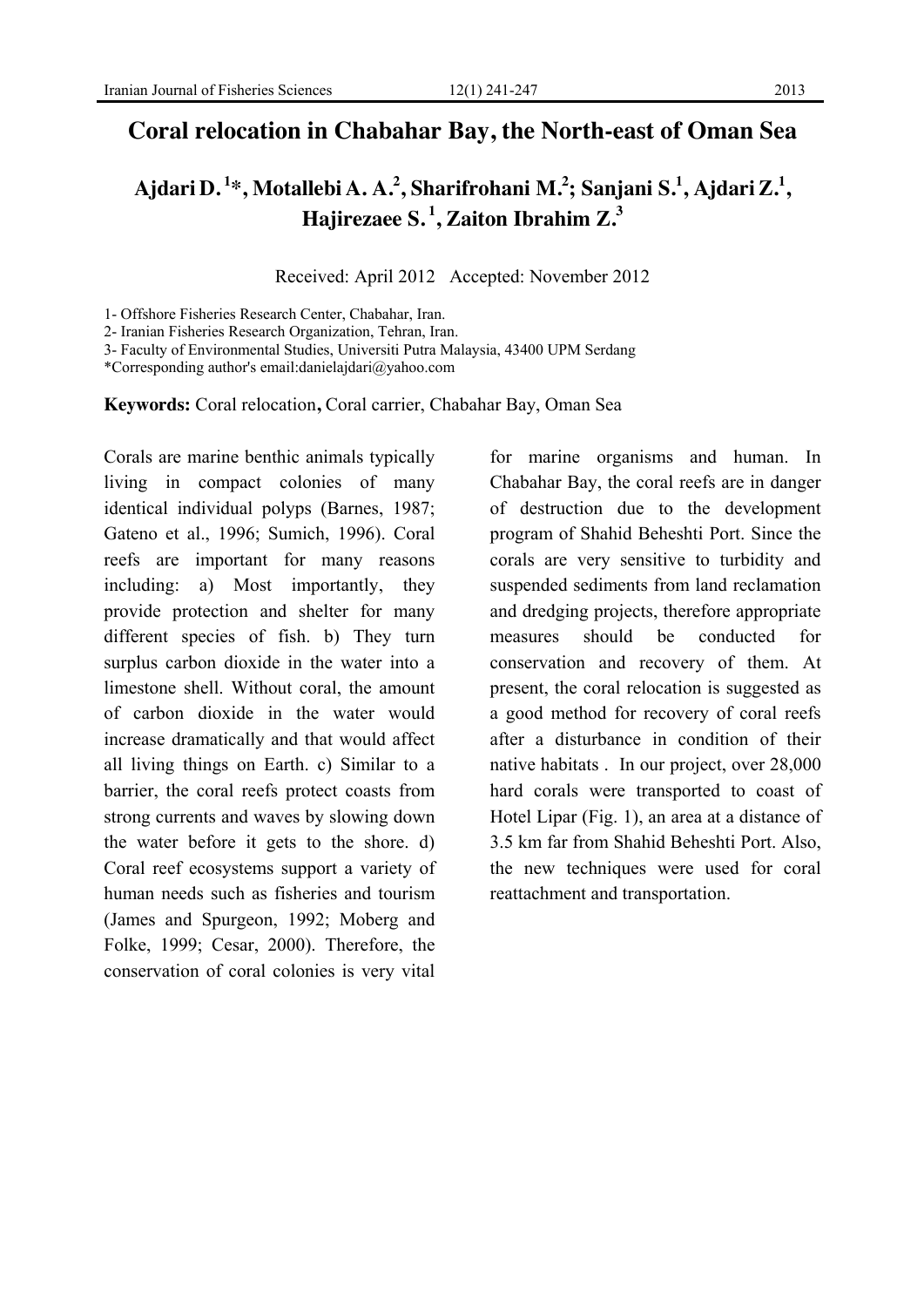# Coral relocation in Chabahar Bay, the North-east of Oman Sea

**Ajdari D.[1]\*, Motallebi A. A.[2], Sharifrohani M.[2]; Sanjani S.[1], Ajdari Z.[1], Hajirezaee S.[1], Zaiton Ibrahim Z.[3]**

Received: April 2012 Accepted: November 2012

1- Offshore Fisheries Research Center, Chabahar, Iran.
2- Iranian Fisheries Research Organization, Tehran, Iran.
3- Faculty of Environmental Studies, Universiti Putra Malaysia, 43400 UPM Serdang
\*Corresponding author's email:danielajdari@yahoo.com

**Keywords:** Coral relocation**,** Coral carrier, Chabahar Bay, Oman Sea

Corals are marine benthic animals typically living in compact colonies of many identical individual polyps (Barnes, 1987; Gateno et al., 1996; Sumich, 1996). Coral reefs are important for many reasons including: a) Most importantly, they provide protection and shelter for many different species of fish. b) They turn surplus carbon dioxide in the water into a limestone shell. Without coral, the amount of carbon dioxide in the water would increase dramatically and that would affect all living things on Earth. c) Similar to a barrier, the coral reefs protect coasts from strong currents and waves by slowing down the water before it gets to the shore. d) Coral reef ecosystems support a variety of human needs such as fisheries and tourism (James and Spurgeon, 1992; Moberg and Folke, 1999; Cesar, 2000). Therefore, the conservation of coral colonies is very vital for marine organisms and human. In Chabahar Bay, the coral reefs are in danger of destruction due to the development program of Shahid Beheshti Port. Since the corals are very sensitive to turbidity and suspended sediments from land reclamation and dredging projects, therefore appropriate measures should be conducted for conservation and recovery of them. At present, the coral relocation is suggested as a good method for recovery of coral reefs after a disturbance in condition of their native habitats . In our project, over 28,000 hard corals were transported to coast of Hotel Lipar (Fig. 1), an area at a distance of 3.5 km far from Shahid Beheshti Port. Also, the new techniques were used for coral reattachment and transportation.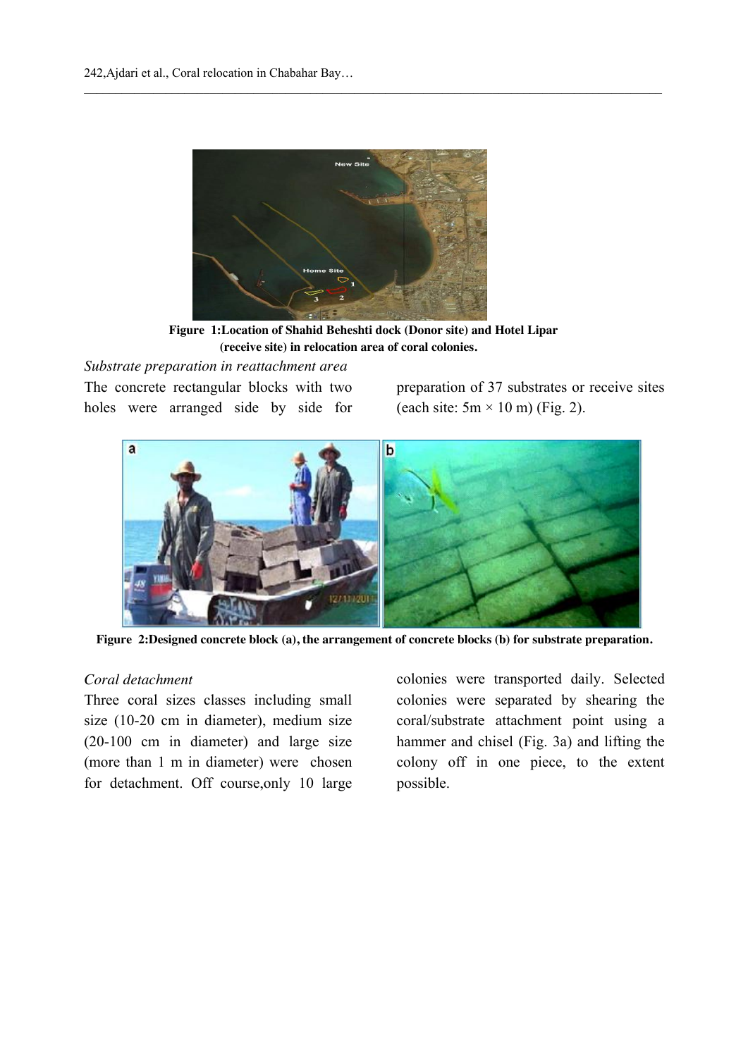Figure 1:Location of Shahid Beheshti dock (Donor site) and Hotel Lipar (receive site) in relocation area of coral colonies.

*Substrate preparation in reattachment area*

The concrete rectangular blocks with two holes were arranged side by side for preparation of 37 substrates or receive sites (each site: 5m × 10 m) (Fig. 2).

Figure 2:Designed concrete block (a), the arrangement of concrete blocks (b) for substrate preparation.

*Coral detachment*

Three coral sizes classes including small size (10-20 cm in diameter), medium size (20-100 cm in diameter) and large size (more than 1 m in diameter) were chosen for detachment. Off course,only 10 large colonies were transported daily. Selected colonies were separated by shearing the coral/substrate attachment point using a hammer and chisel (Fig. 3a) and lifting the colony off in one piece, to the extent possible.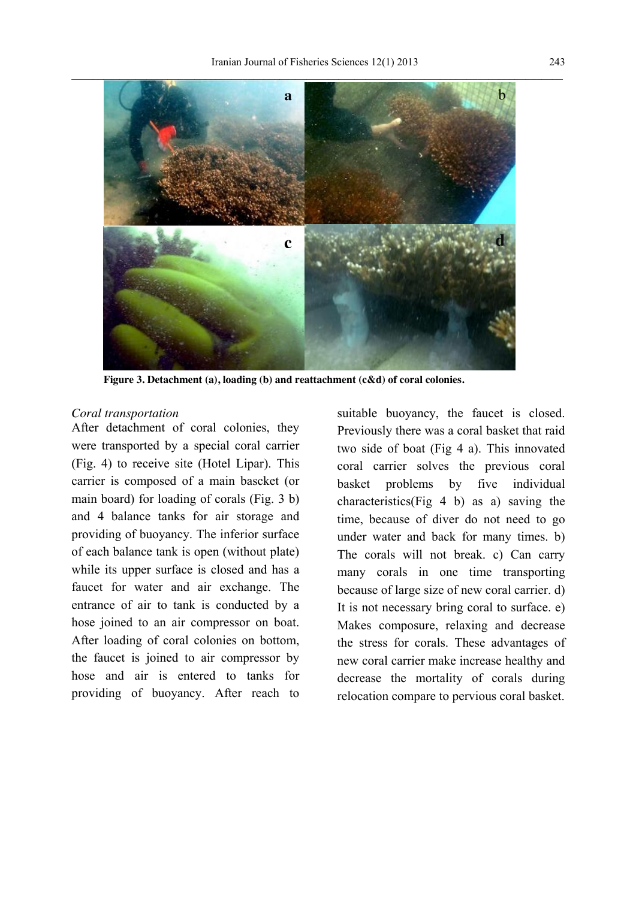Figure 3. Detachment (a), loading (b) and reattachment (c&d) of coral colonies.

*Coral transportation*

After detachment of coral colonies, they were transported by a special coral carrier (Fig. 4) to receive site (Hotel Lipar). This carrier is composed of a main bascket (or main board) for loading of corals (Fig. 3 b) and 4 balance tanks for air storage and providing of buoyancy. The inferior surface of each balance tank is open (without plate) while its upper surface is closed and has a faucet for water and air exchange. The entrance of air to tank is conducted by a hose joined to an air compressor on boat. After loading of coral colonies on bottom, the faucet is joined to air compressor by hose and air is entered to tanks for providing of buoyancy. After reach to suitable buoyancy, the faucet is closed. Previously there was a coral basket that raid two side of boat (Fig 4 a). This innovated coral carrier solves the previous coral basket problems by five individual characteristics(Fig 4 b) as a) saving the time, because of diver do not need to go under water and back for many times. b) The corals will not break. c) Can carry many corals in one time transporting because of large size of new coral carrier. d) It is not necessary bring coral to surface. e) Makes composure, relaxing and decrease the stress for corals. These advantages of new coral carrier make increase healthy and decrease the mortality of corals during relocation compare to pervious coral basket.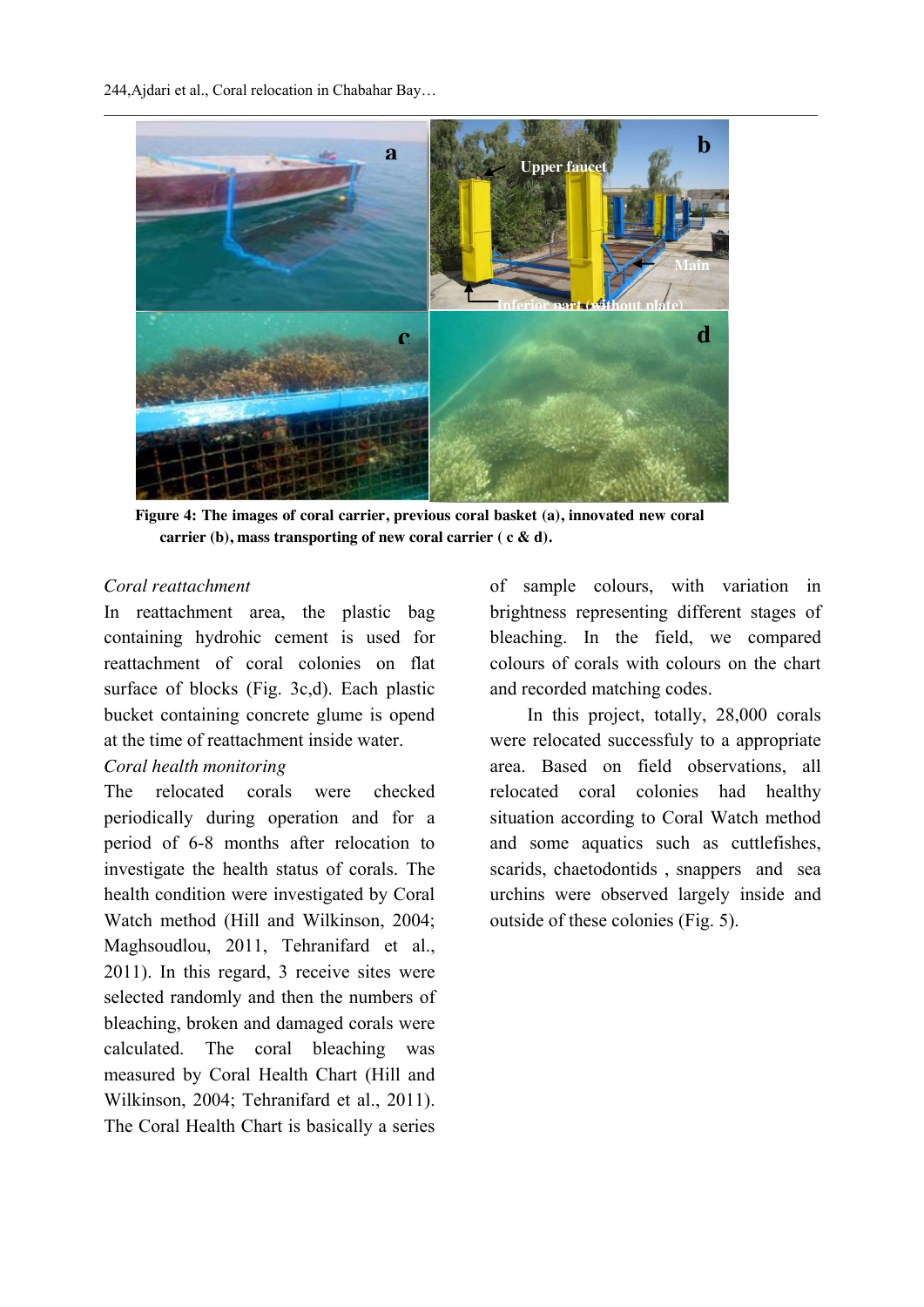Figure 4: The images of coral carrier, previous coral basket (a), innovated new coral carrier (b), mass transporting of new coral carrier ( c & d).

*Coral reattachment*

In reattachment area, the plastic bag containing hydrohic cement is used for reattachment of coral colonies on flat surface of blocks (Fig. 3c,d). Each plastic bucket containing concrete glume is opend at the time of reattachment inside water.

*Coral health monitoring*

The relocated corals were checked periodically during operation and for a period of 6-8 months after relocation to investigate the health status of corals. The health condition were investigated by Coral Watch method (Hill and Wilkinson, 2004; Maghsoudlou, 2011, Tehranifard et al., 2011). In this regard, 3 receive sites were selected randomly and then the numbers of bleaching, broken and damaged corals were calculated. The coral bleaching was measured by Coral Health Chart (Hill and Wilkinson, 2004; Tehranifard et al., 2011). The Coral Health Chart is basically a series of sample colours, with variation in brightness representing different stages of bleaching. In the field, we compared colours of corals with colours on the chart and recorded matching codes.

In this project, totally, 28,000 corals were relocated successfuly to a appropriate area. Based on field observations, all relocated coral colonies had healthy situation according to Coral Watch method and some aquatics such as cuttlefishes, scarids, chaetodontids , snappers and sea urchins were observed largely inside and outside of these colonies (Fig. 5).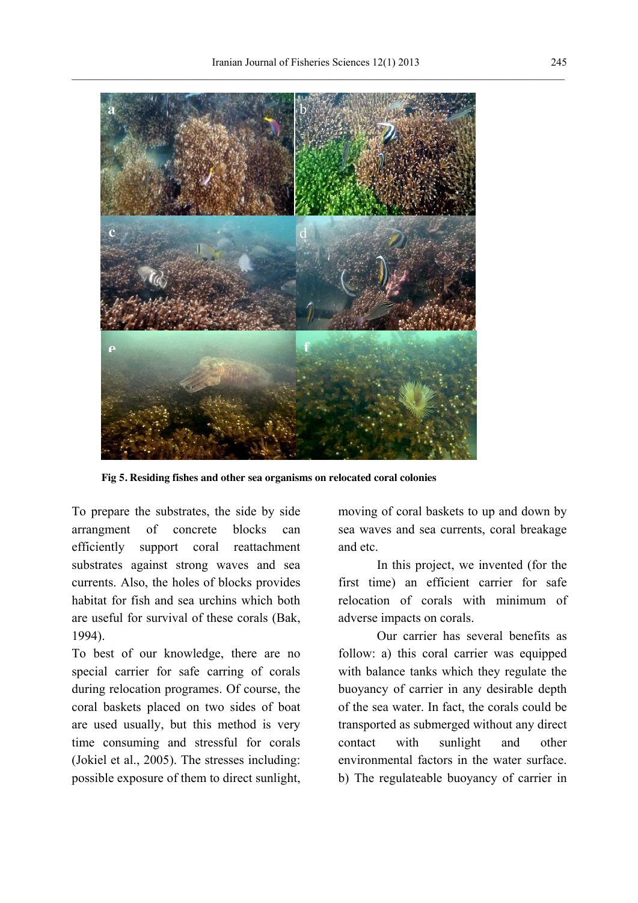Fig 5. Residing fishes and other sea organisms on relocated coral colonies

To prepare the substrates, the side by side arrangment of concrete blocks can efficiently support coral reattachment substrates against strong waves and sea currents. Also, the holes of blocks provides habitat for fish and sea urchins which both are useful for survival of these corals (Bak, 1994).

To best of our knowledge, there are no special carrier for safe carring of corals during relocation programes. Of course, the coral baskets placed on two sides of boat are used usually, but this method is very time consuming and stressful for corals (Jokiel et al., 2005). The stresses including: possible exposure of them to direct sunlight, moving of coral baskets to up and down by sea waves and sea currents, coral breakage and etc.

In this project, we invented (for the first time) an efficient carrier for safe relocation of corals with minimum of adverse impacts on corals.

Our carrier has several benefits as follow: a) this coral carrier was equipped with balance tanks which they regulate the buoyancy of carrier in any desirable depth of the sea water. In fact, the corals could be transported as submerged without any direct contact with sunlight and other environmental factors in the water surface. b) The regulateable buoyancy of carrier in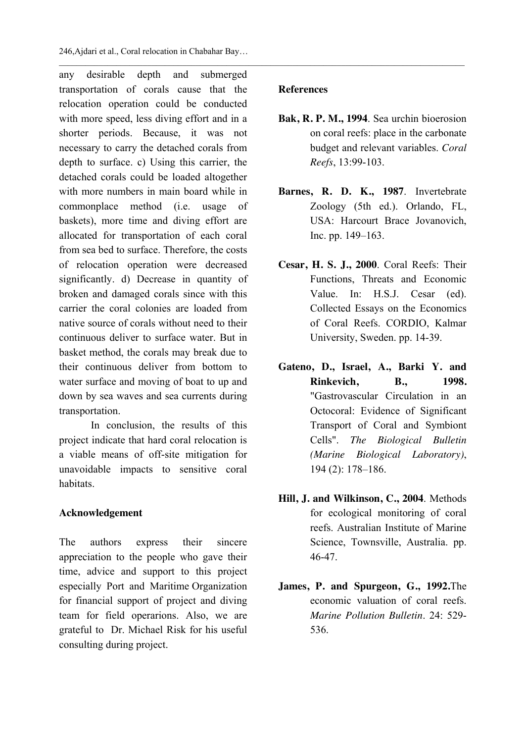any desirable depth and submerged transportation of corals cause that the relocation operation could be conducted with more speed, less diving effort and in a shorter periods. Because, it was not necessary to carry the detached corals from depth to surface. c) Using this carrier, the detached corals could be loaded altogether with more numbers in main board while in commonplace method (i.e. usage of baskets), more time and diving effort are allocated for transportation of each coral from sea bed to surface. Therefore, the costs of relocation operation were decreased significantly. d) Decrease in quantity of broken and damaged corals since with this carrier the coral colonies are loaded from native source of corals without need to their continuous deliver to surface water. But in basket method, the corals may break due to their continuous deliver from bottom to water surface and moving of boat to up and down by sea waves and sea currents during transportation.

In conclusion, the results of this project indicate that hard coral relocation is a viable means of off-site mitigation for unavoidable impacts to sensitive coral habitats.

## Acknowledgement

The authors express their sincere appreciation to the people who gave their time, advice and support to this project especially Port and Maritime Organization for financial support of project and diving team for field operarions. Also, we are grateful to Dr. Michael Risk for his useful consulting during project.

## References

**Bak, R. P. M., 1994**. Sea urchin bioerosion on coral reefs: place in the carbonate budget and relevant variables. *Coral Reefs*, 13:99-103.

**Barnes, R. D. K., 1987**. Invertebrate Zoology (5th ed.). Orlando, FL, USA: Harcourt Brace Jovanovich, Inc. pp. 149–163.

**Cesar, H. S. J., 2000**. Coral Reefs: Their Functions, Threats and Economic Value. In: H.S.J. Cesar (ed). Collected Essays on the Economics of Coral Reefs. CORDIO, Kalmar University, Sweden. pp. 14-39.

**Gateno, D., Israel, A., Barki Y. and Rinkevich, B., 1998.** "Gastrovascular Circulation in an Octocoral: Evidence of Significant Transport of Coral and Symbiont Cells". *The Biological Bulletin (Marine Biological Laboratory)*, 194 (2): 178–186.

**Hill, J. and Wilkinson, C., 2004**. Methods for ecological monitoring of coral reefs. Australian Institute of Marine Science, Townsville, Australia. pp. 46-47.

**James, P. and Spurgeon, G., 1992.**The economic valuation of coral reefs. *Marine Pollution Bulletin*. 24: 529-536.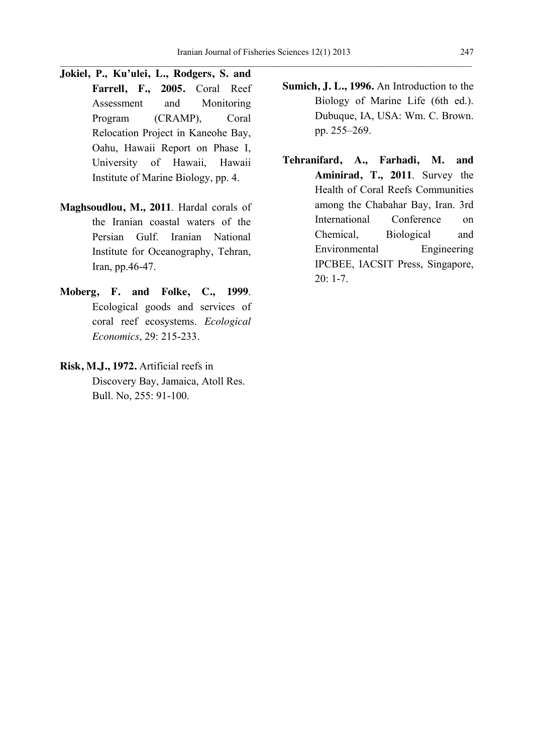**Jokiel, P., Ku'ulei, L., Rodgers, S. and Farrell, F., 2005.** Coral Reef Assessment and Monitoring Program (CRAMP), Coral Relocation Project in Kaneohe Bay, Oahu, Hawaii Report on Phase I, University of Hawaii, Hawaii Institute of Marine Biology, pp. 4.

**Maghsoudlou, M., 2011**. Hardal corals of the Iranian coastal waters of the Persian Gulf. Iranian National Institute for Oceanography, Tehran, Iran, pp.46-47.

**Moberg, F. and Folke, C., 1999**. Ecological goods and services of coral reef ecosystems. *Ecological Economics*, 29: 215-233.

**Risk, M.J., 1972.** Artificial reefs in Discovery Bay, Jamaica, Atoll Res. Bull. No, 255: 91-100.

**Sumich, J. L., 1996.** An Introduction to the Biology of Marine Life (6th ed.). Dubuque, IA, USA: Wm. C. Brown. pp. 255–269.

**Tehranifard, A., Farhadi, M. and Aminirad, T., 2011**. Survey the Health of Coral Reefs Communities among the Chabahar Bay, Iran. 3rd International Conference on Chemical, Biological and Environmental Engineering IPCBEE, IACSIT Press, Singapore, 20: 1-7.